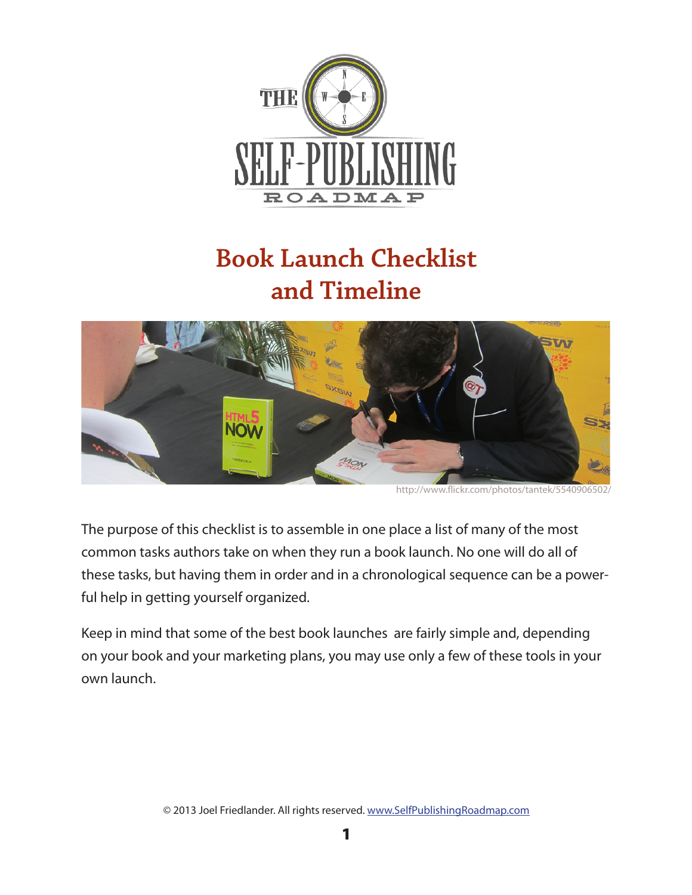# Book Launch Checklist and Timeline

http://www.flickr.com/photos/tantek/5540906502/

The purpose of this checklist is to assemble in one place a list of many of the most common tasks authors take on when they run a book launch. No one will do all of these tasks, but having them in order and in a chronological sequence can be a powerful help in getting yourself organized.

Keep in mind that some of the best book launches are fairly simple and, depending on your book and your marketing plans, you may use only a few of these tools in your own launch.

© 2013 Joel Friedlander. All rights reserved. www.SelfPublishingRoadmap.com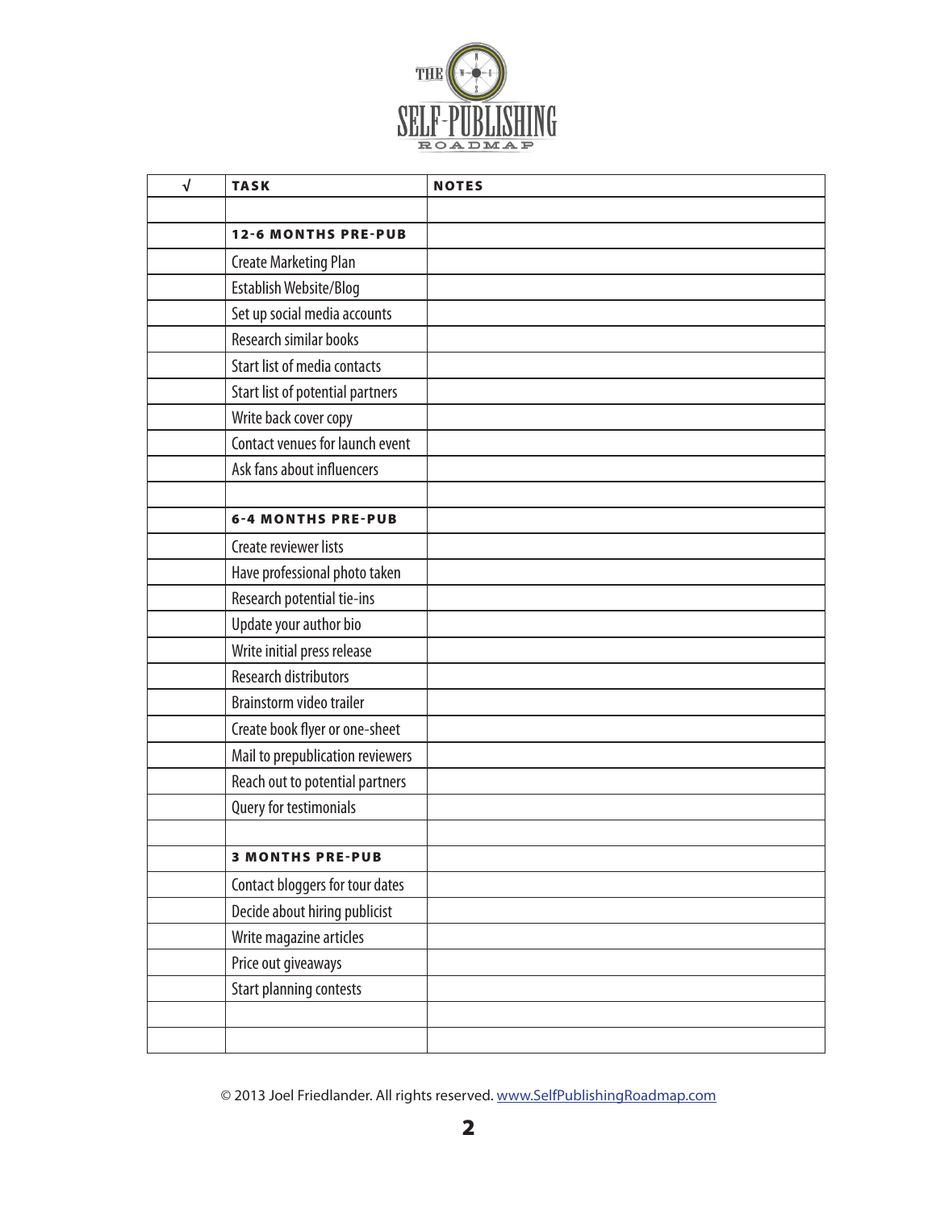| √ | **TASK** | **NOTES** |
|---|---|---|
| | | |
| | **12-6 MONTHS PRE-PUB** | |
| | Create Marketing Plan | |
| | Establish Website/Blog | |
| | Set up social media accounts | |
| | Research similar books | |
| | Start list of media contacts | |
| | Start list of potential partners | |
| | Write back cover copy | |
| | Contact venues for launch event | |
| | Ask fans about influencers | |
| | | |
| | **6-4 MONTHS PRE-PUB** | |
| | Create reviewer lists | |
| | Have professional photo taken | |
| | Research potential tie-ins | |
| | Update your author bio | |
| | Write initial press release | |
| | Research distributors | |
| | Brainstorm video trailer | |
| | Create book flyer or one-sheet | |
| | Mail to prepublication reviewers | |
| | Reach out to potential partners | |
| | Query for testimonials | |
| | | |
| | **3 MONTHS PRE-PUB** | |
| | Contact bloggers for tour dates | |
| | Decide about hiring publicist | |
| | Write magazine articles | |
| | Price out giveaways | |
| | Start planning contests | |
| | | |
| | | |

© 2013 Joel Friedlander. All rights reserved. www.SelfPublishingRoadmap.com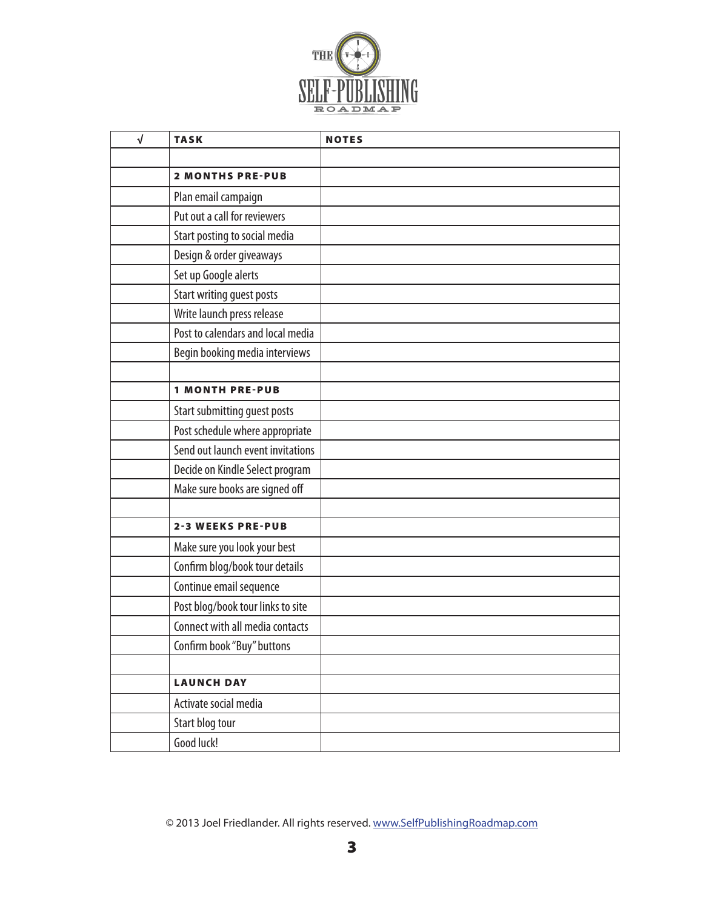| √ | TASK | NOTES |
|---|---|---|
| | | |
| | **2 MONTHS PRE-PUB** | |
| | Plan email campaign | |
| | Put out a call for reviewers | |
| | Start posting to social media | |
| | Design & order giveaways | |
| | Set up Google alerts | |
| | Start writing guest posts | |
| | Write launch press release | |
| | Post to calendars and local media | |
| | Begin booking media interviews | |
| | | |
| | **1 MONTH PRE-PUB** | |
| | Start submitting guest posts | |
| | Post schedule where appropriate | |
| | Send out launch event invitations | |
| | Decide on Kindle Select program | |
| | Make sure books are signed off | |
| | | |
| | **2-3 WEEKS PRE-PUB** | |
| | Make sure you look your best | |
| | Confirm blog/book tour details | |
| | Continue email sequence | |
| | Post blog/book tour links to site | |
| | Connect with all media contacts | |
| | Confirm book "Buy" buttons | |
| | | |
| | **LAUNCH DAY** | |
| | Activate social media | |
| | Start blog tour | |
| | Good luck! | |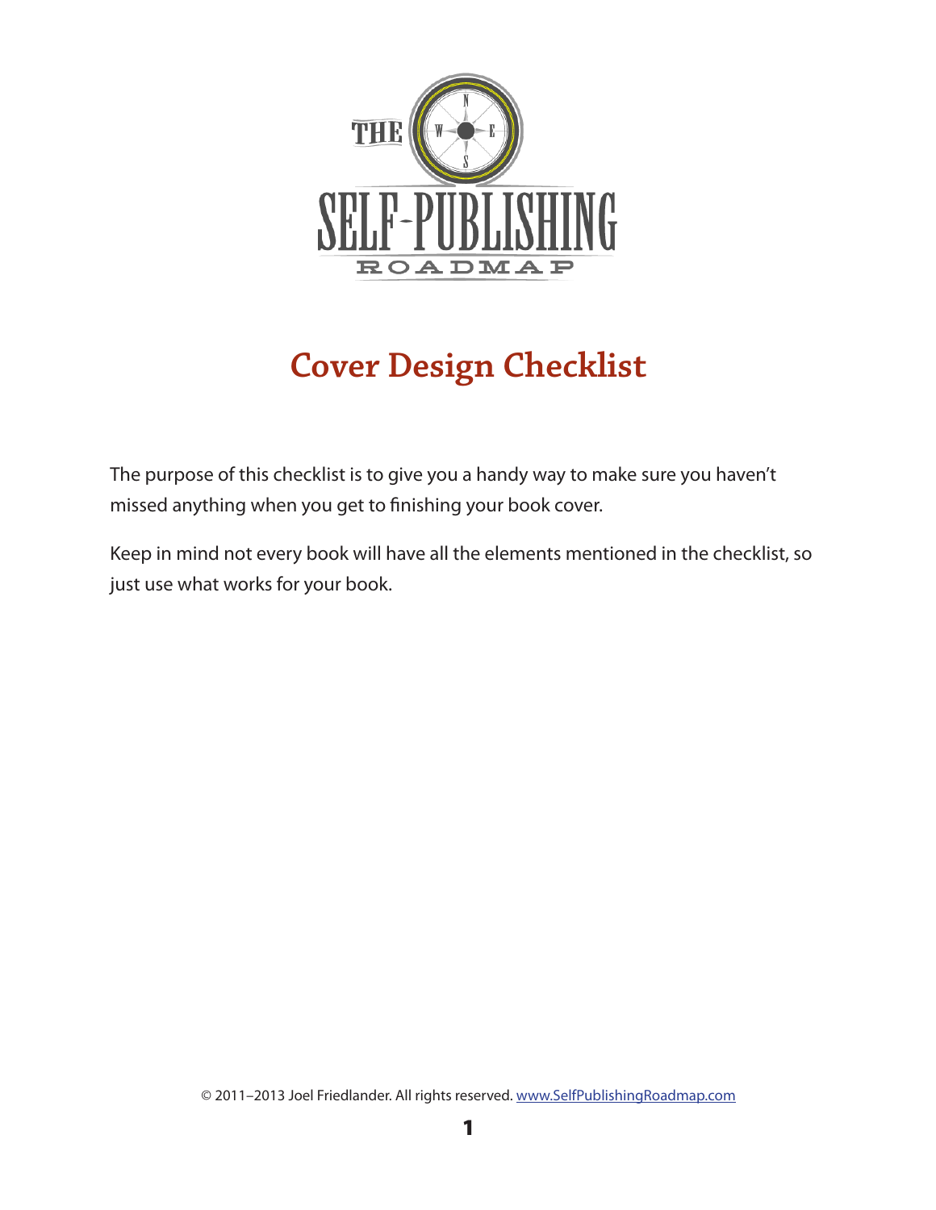# Cover Design Checklist

The purpose of this checklist is to give you a handy way to make sure you haven't missed anything when you get to finishing your book cover.

Keep in mind not every book will have all the elements mentioned in the checklist, so just use what works for your book.

© 2011–2013 Joel Friedlander. All rights reserved. www.SelfPublishingRoadmap.com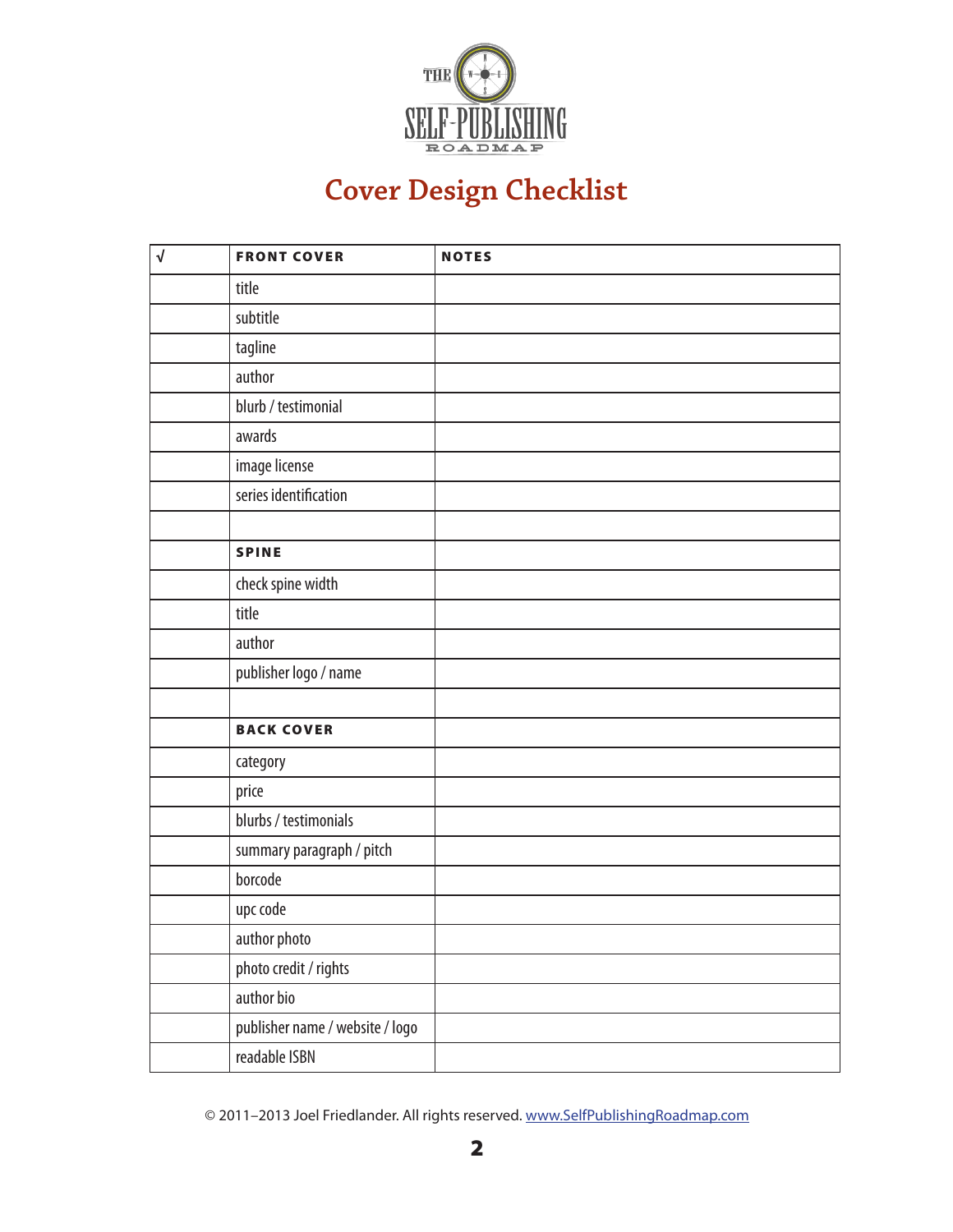THE SELF-PUBLISHING ROADMAP

# Cover Design Checklist

| √ | FRONT COVER | NOTES |
|---|---|---|
| | title | |
| | subtitle | |
| | tagline | |
| | author | |
| | blurb / testimonial | |
| | awards | |
| | image license | |
| | series identification | |
| | | |
| | **SPINE** | |
| | check spine width | |
| | title | |
| | author | |
| | publisher logo / name | |
| | | |
| | **BACK COVER** | |
| | category | |
| | price | |
| | blurbs / testimonials | |
| | summary paragraph / pitch | |
| | borcode | |
| | upc code | |
| | author photo | |
| | photo credit / rights | |
| | author bio | |
| | publisher name / website / logo | |
| | readable ISBN | |

© 2011–2013 Joel Friedlander. All rights reserved. www.SelfPublishingRoadmap.com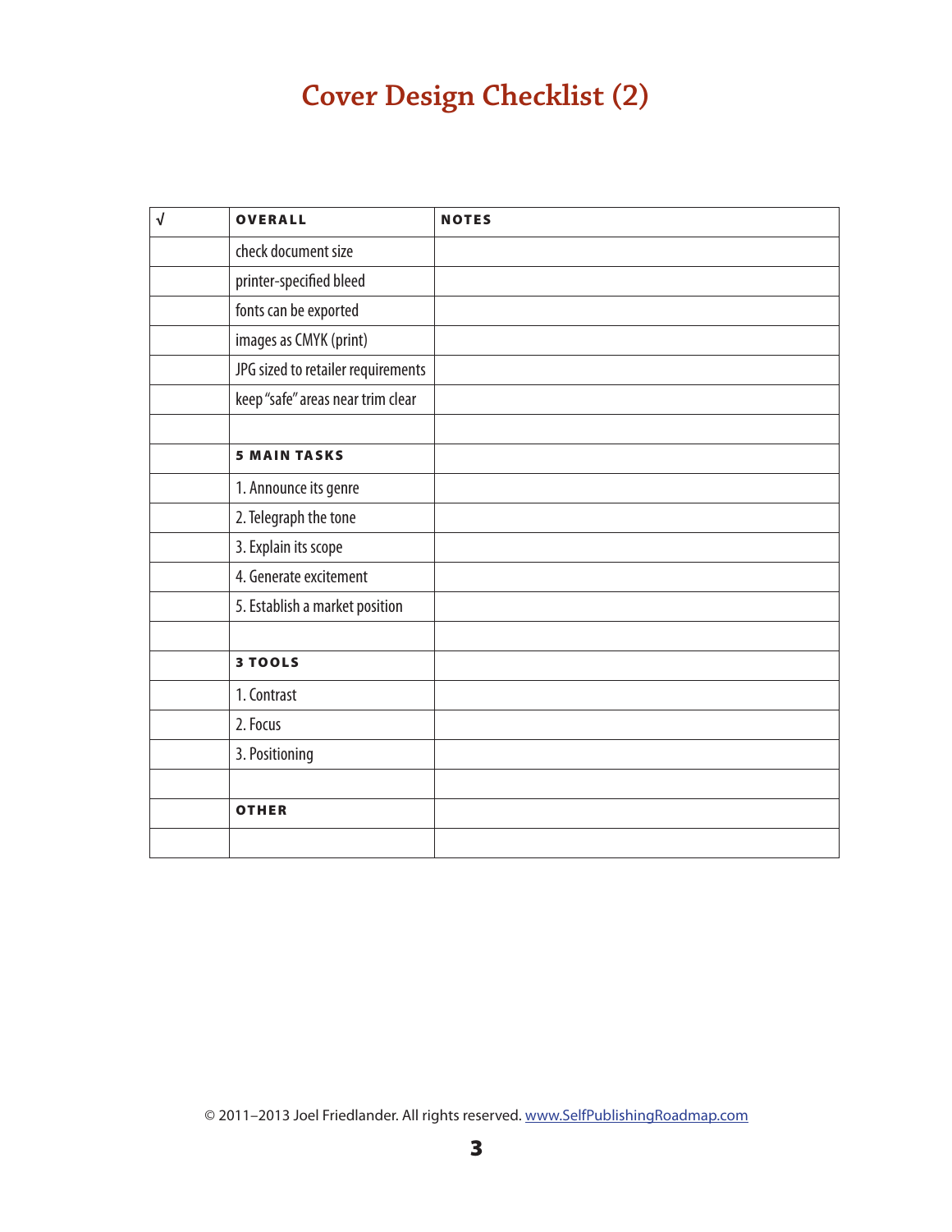# Cover Design Checklist (2)

| √ | **OVERALL** | **NOTES** |
|---|---|---|
| | check document size | |
| | printer-specified bleed | |
| | fonts can be exported | |
| | images as CMYK (print) | |
| | JPG sized to retailer requirements | |
| | keep "safe" areas near trim clear | |
| | | |
| | **5 MAIN TASKS** | |
| | 1. Announce its genre | |
| | 2. Telegraph the tone | |
| | 3. Explain its scope | |
| | 4. Generate excitement | |
| | 5. Establish a market position | |
| | | |
| | **3 TOOLS** | |
| | 1. Contrast | |
| | 2. Focus | |
| | 3. Positioning | |
| | | |
| | **OTHER** | |
| | | |

© 2011–2013 Joel Friedlander. All rights reserved. www.SelfPublishingRoadmap.com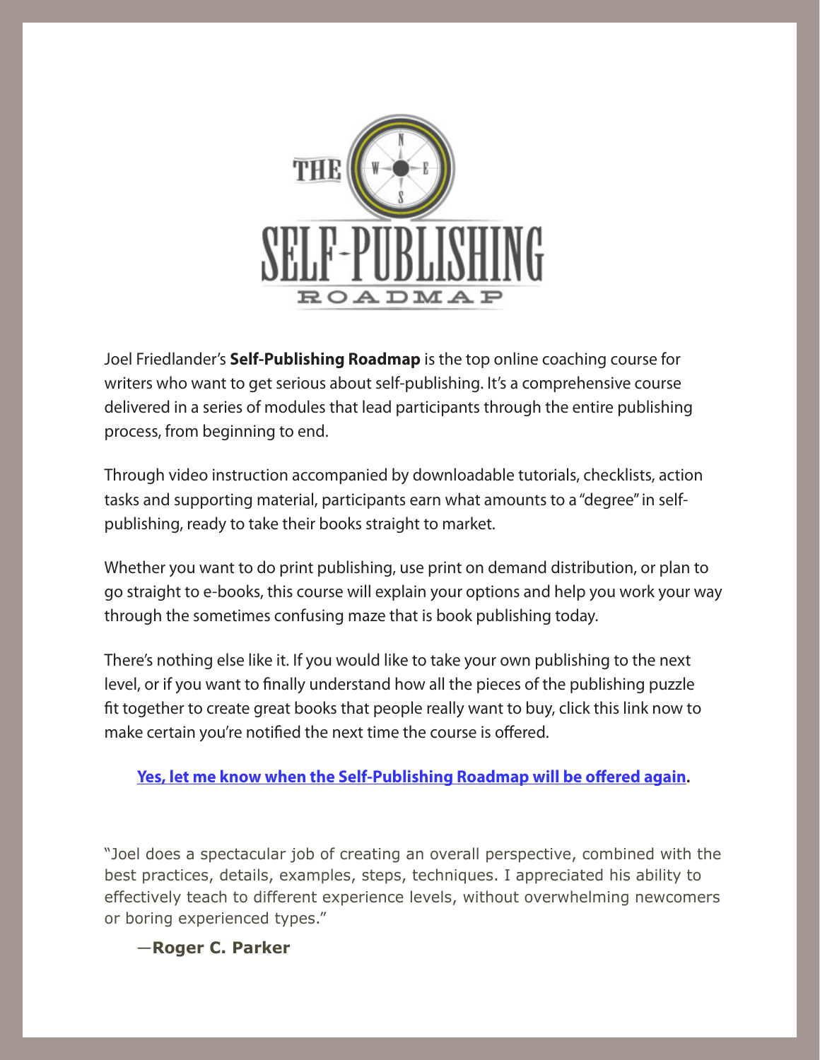# THE SELF-PUBLISHING ROADMAP

Joel Friedlander's **Self-Publishing Roadmap** is the top online coaching course for writers who want to get serious about self-publishing. It's a comprehensive course delivered in a series of modules that lead participants through the entire publishing process, from beginning to end.

Through video instruction accompanied by downloadable tutorials, checklists, action tasks and supporting material, participants earn what amounts to a "degree" in self-publishing, ready to take their books straight to market.

Whether you want to do print publishing, use print on demand distribution, or plan to go straight to e-books, this course will explain your options and help you work your way through the sometimes confusing maze that is book publishing today.

There's nothing else like it. If you would like to take your own publishing to the next level, or if you want to finally understand how all the pieces of the publishing puzzle fit together to create great books that people really want to buy, click this link now to make certain you're notified the next time the course is offered.

**Yes, let me know when the Self-Publishing Roadmap will be offered again.**

"Joel does a spectacular job of creating an overall perspective, combined with the best practices, details, examples, steps, techniques. I appreciated his ability to effectively teach to different experience levels, without overwhelming newcomers or boring experienced types."

—**Roger C. Parker**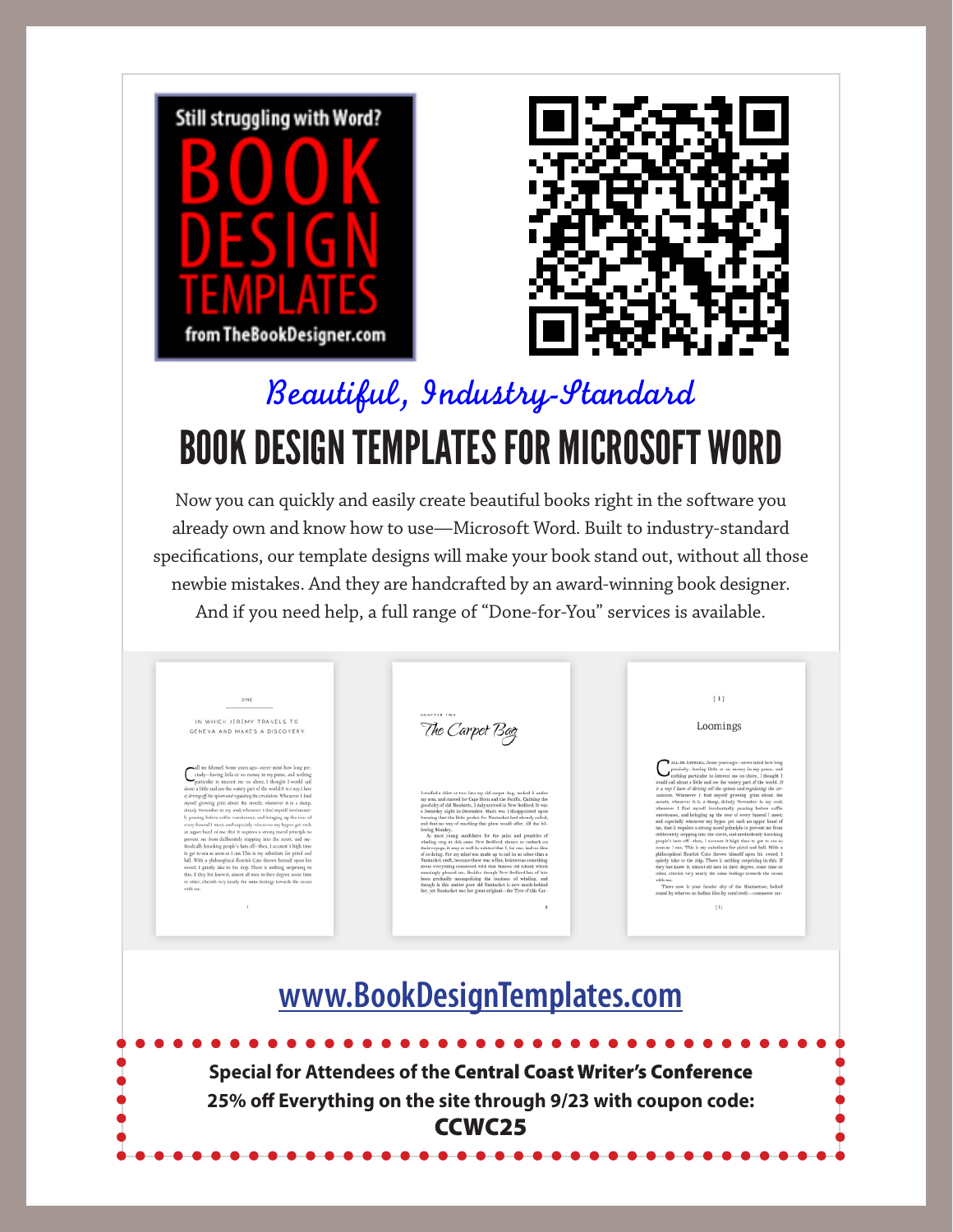Still struggling with Word?

# BOOK DESIGN TEMPLATES

from TheBookDesigner.com

*Beautiful, Industry-Standard*

## BOOK DESIGN TEMPLATES FOR MICROSOFT WORD

Now you can quickly and easily create beautiful books right in the software you already own and know how to use—Microsoft Word. Built to industry-standard specifications, our template designs will make your book stand out, without all those newbie mistakes. And they are handcrafted by an award-winning book designer. And if you need help, a full range of "Done-for-You" services is available.

www.BookDesignTemplates.com

**Special for Attendees of the Central Coast Writer's Conference**
**25% off Everything on the site through 9/23 with coupon code:**
**CCWC25**